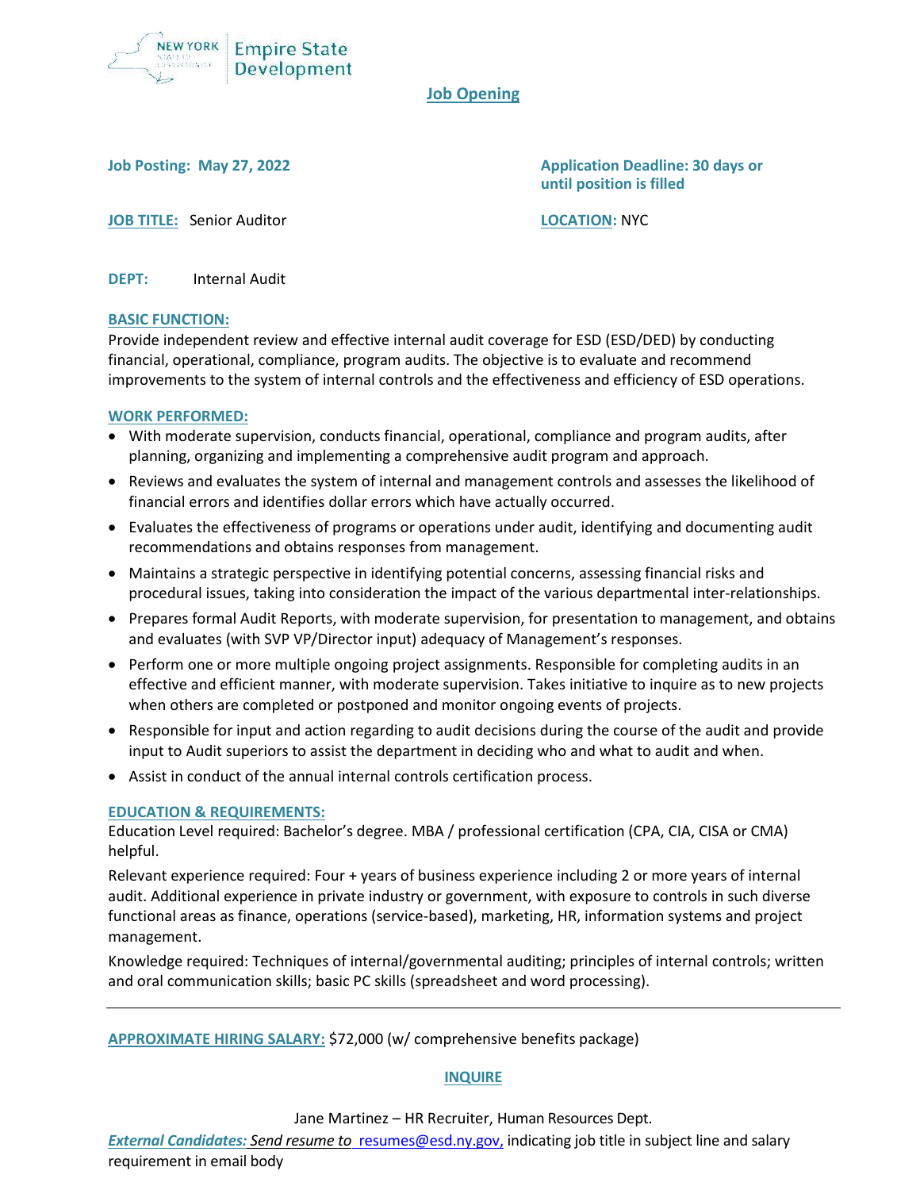New York State of Opportunity | Empire State Development

## Job Opening

**Job Posting: May 27, 2022**

**Application Deadline: 30 days or until position is filled**

**JOB TITLE:** Senior Auditor

**LOCATION:** NYC

**DEPT:** Internal Audit

**BASIC FUNCTION:**

Provide independent review and effective internal audit coverage for ESD (ESD/DED) by conducting financial, operational, compliance, program audits. The objective is to evaluate and recommend improvements to the system of internal controls and the effectiveness and efficiency of ESD operations.

**WORK PERFORMED:**

- With moderate supervision, conducts financial, operational, compliance and program audits, after planning, organizing and implementing a comprehensive audit program and approach.
- Reviews and evaluates the system of internal and management controls and assesses the likelihood of financial errors and identifies dollar errors which have actually occurred.
- Evaluates the effectiveness of programs or operations under audit, identifying and documenting audit recommendations and obtains responses from management.
- Maintains a strategic perspective in identifying potential concerns, assessing financial risks and procedural issues, taking into consideration the impact of the various departmental inter-relationships.
- Prepares formal Audit Reports, with moderate supervision, for presentation to management, and obtains and evaluates (with SVP VP/Director input) adequacy of Management's responses.
- Perform one or more multiple ongoing project assignments. Responsible for completing audits in an effective and efficient manner, with moderate supervision. Takes initiative to inquire as to new projects when others are completed or postponed and monitor ongoing events of projects.
- Responsible for input and action regarding to audit decisions during the course of the audit and provide input to Audit superiors to assist the department in deciding who and what to audit and when.
- Assist in conduct of the annual internal controls certification process.

**EDUCATION & REQUIREMENTS:**

Education Level required: Bachelor's degree. MBA / professional certification (CPA, CIA, CISA or CMA) helpful.

Relevant experience required: Four + years of business experience including 2 or more years of internal audit. Additional experience in private industry or government, with exposure to controls in such diverse functional areas as finance, operations (service-based), marketing, HR, information systems and project management.

Knowledge required: Techniques of internal/governmental auditing; principles of internal controls; written and oral communication skills; basic PC skills (spreadsheet and word processing).

---

**APPROXIMATE HIRING SALARY:** $72,000 (w/ comprehensive benefits package)

**INQUIRE**

Jane Martinez – HR Recruiter, Human Resources Dept.

***External Candidates:*** *Send resume to* resumes@esd.ny.gov, indicating job title in subject line and salary requirement in email body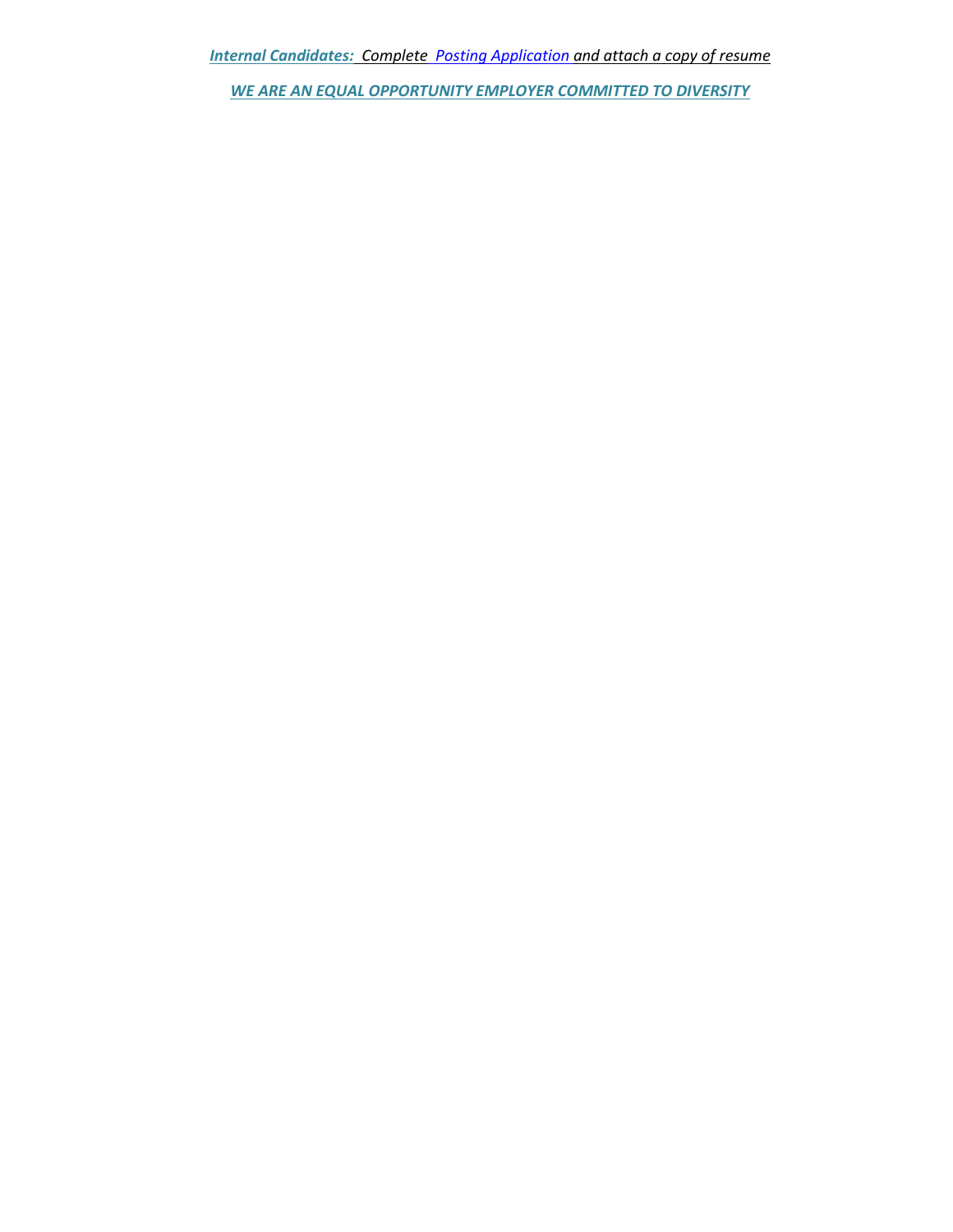***Internal Candidates:*** *Complete [Posting Application] and attach a copy of resume*

***WE ARE AN EQUAL OPPORTUNITY EMPLOYER COMMITTED TO DIVERSITY***